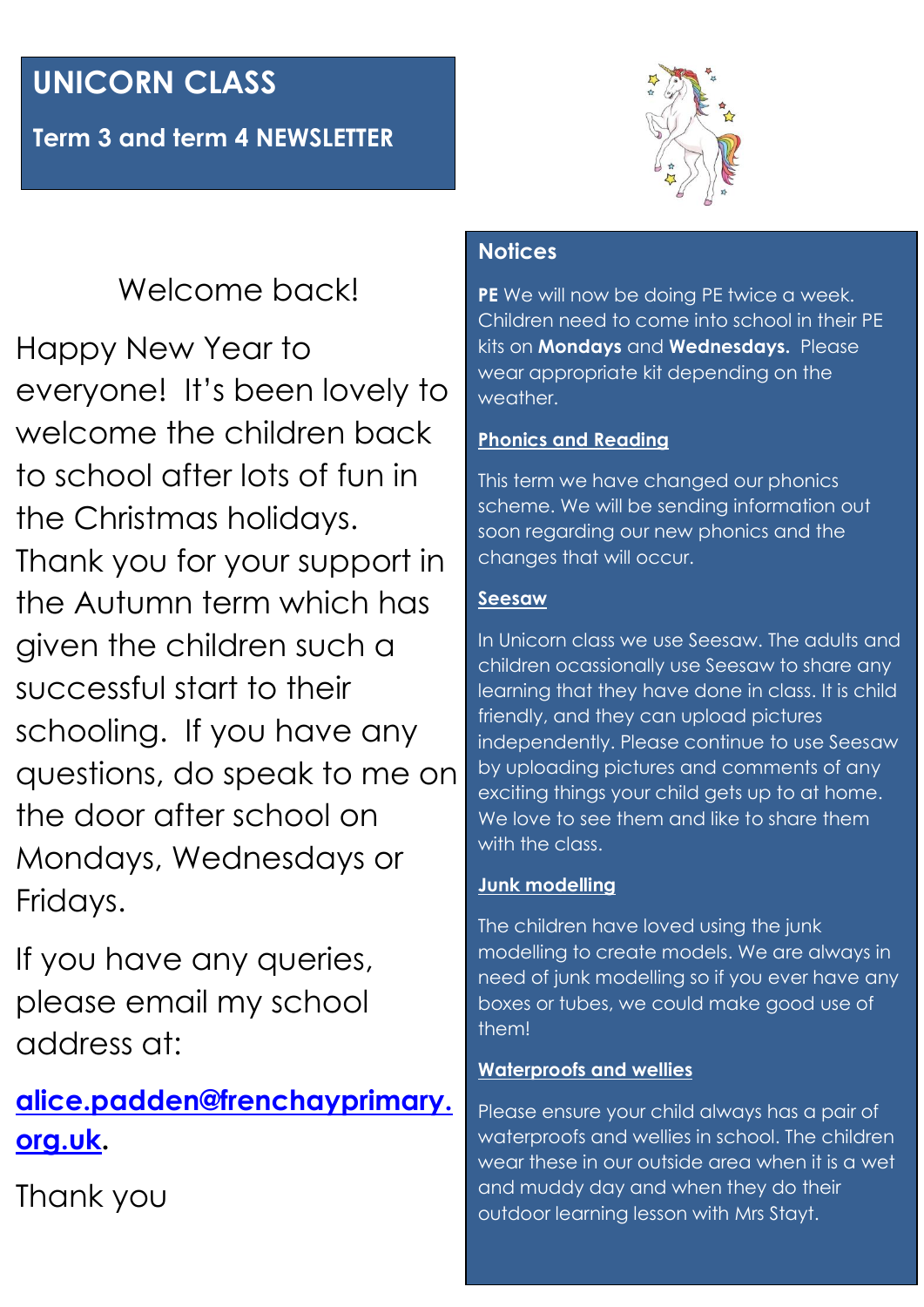# UNICORN CLASS

## Term 3 and term 4 NEWSLETTER

Welcome back!

Happy New Year to everyone! It's been lovely to welcome the children back to school after lots of fun in the Christmas holidays. Thank you for your support in the Autumn term which has given the children such a successful start to their schooling. If you have any questions, do speak to me on the door after school on Mondays, Wednesdays or Fridays.

If you have any queries, please email my school address at:

[alice.padden@frenchayprimary.org.uk](mailto:alice.padden@frenchayprimary.org.uk).

Thank you

## Notices

**PE** We will now be doing PE twice a week. Children need to come into school in their PE kits on **Mondays** and **Wednesdays.** Please wear appropriate kit depending on the weather.

### Phonics and Reading

This term we have changed our phonics scheme. We will be sending information out soon regarding our new phonics and the changes that will occur.

### Seesaw

In Unicorn class we use Seesaw. The adults and children ocassionally use Seesaw to share any learning that they have done in class. It is child friendly, and they can upload pictures independently. Please continue to use Seesaw by uploading pictures and comments of any exciting things your child gets up to at home. We love to see them and like to share them with the class.

### Junk modelling

The children have loved using the junk modelling to create models. We are always in need of junk modelling so if you ever have any boxes or tubes, we could make good use of them!

### Waterproofs and wellies

Please ensure your child always has a pair of waterproofs and wellies in school. The children wear these in our outside area when it is a wet and muddy day and when they do their outdoor learning lesson with Mrs Stayt.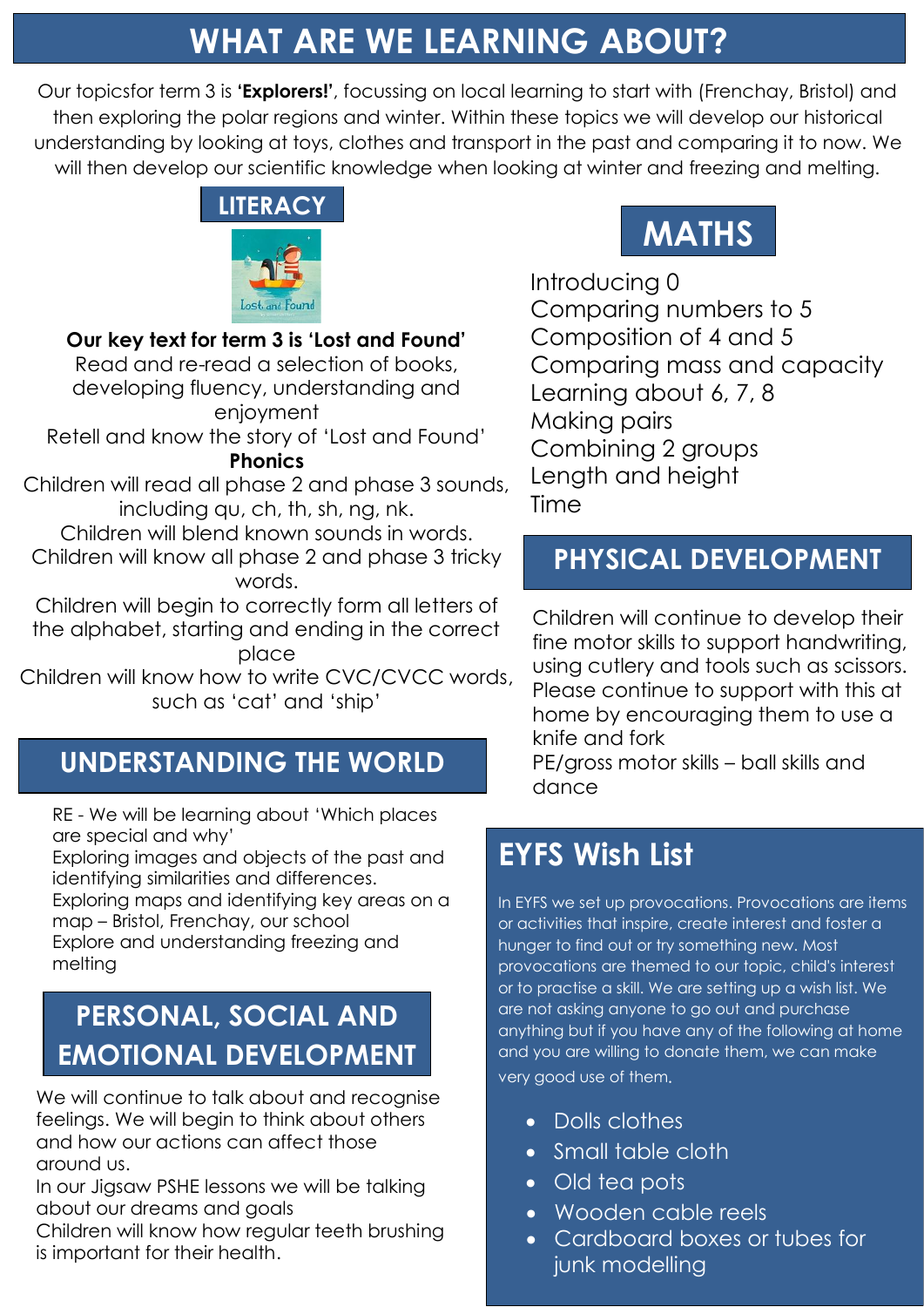# WHAT ARE WE LEARNING ABOUT?

Our topicsfor term 3 is **'Explorers!'**, focussing on local learning to start with (Frenchay, Bristol) and then exploring the polar regions and winter. Within these topics we will develop our historical understanding by looking at toys, clothes and transport in the past and comparing it to now. We will then develop our scientific knowledge when looking at winter and freezing and melting.

## LITERACY

**Our key text for term 3 is 'Lost and Found'**

Read and re-read a selection of books, developing fluency, understanding and enjoyment

Retell and know the story of 'Lost and Found'

**Phonics**

Children will read all phase 2 and phase 3 sounds, including qu, ch, th, sh, ng, nk.

Children will blend known sounds in words.

Children will know all phase 2 and phase 3 tricky words.

Children will begin to correctly form all letters of the alphabet, starting and ending in the correct place

Children will know how to write CVC/CVCC words, such as 'cat' and 'ship'

## UNDERSTANDING THE WORLD

RE - We will be learning about 'Which places are special and why'

Exploring images and objects of the past and identifying similarities and differences.

Exploring maps and identifying key areas on a map – Bristol, Frenchay, our school

Explore and understanding freezing and melting

## PERSONAL, SOCIAL AND EMOTIONAL DEVELOPMENT

We will continue to talk about and recognise feelings. We will begin to think about others and how our actions can affect those around us.

In our Jigsaw PSHE lessons we will be talking about our dreams and goals

Children will know how regular teeth brushing is important for their health.

## MATHS

Introducing 0

Comparing numbers to 5

Composition of 4 and 5

Comparing mass and capacity

Learning about 6, 7, 8

Making pairs

Combining 2 groups

Length and height

Time

## PHYSICAL DEVELOPMENT

Children will continue to develop their fine motor skills to support handwriting, using cutlery and tools such as scissors. Please continue to support with this at home by encouraging them to use a knife and fork

PE/gross motor skills – ball skills and dance

## EYFS Wish List

In EYFS we set up provocations. Provocations are items or activities that inspire, create interest and foster a hunger to find out or try something new. Most provocations are themed to our topic, child's interest or to practise a skill. We are setting up a wish list. We are not asking anyone to go out and purchase anything but if you have any of the following at home and you are willing to donate them, we can make very good use of them.

- Dolls clothes
- Small table cloth
- Old tea pots
- Wooden cable reels
- Cardboard boxes or tubes for junk modelling